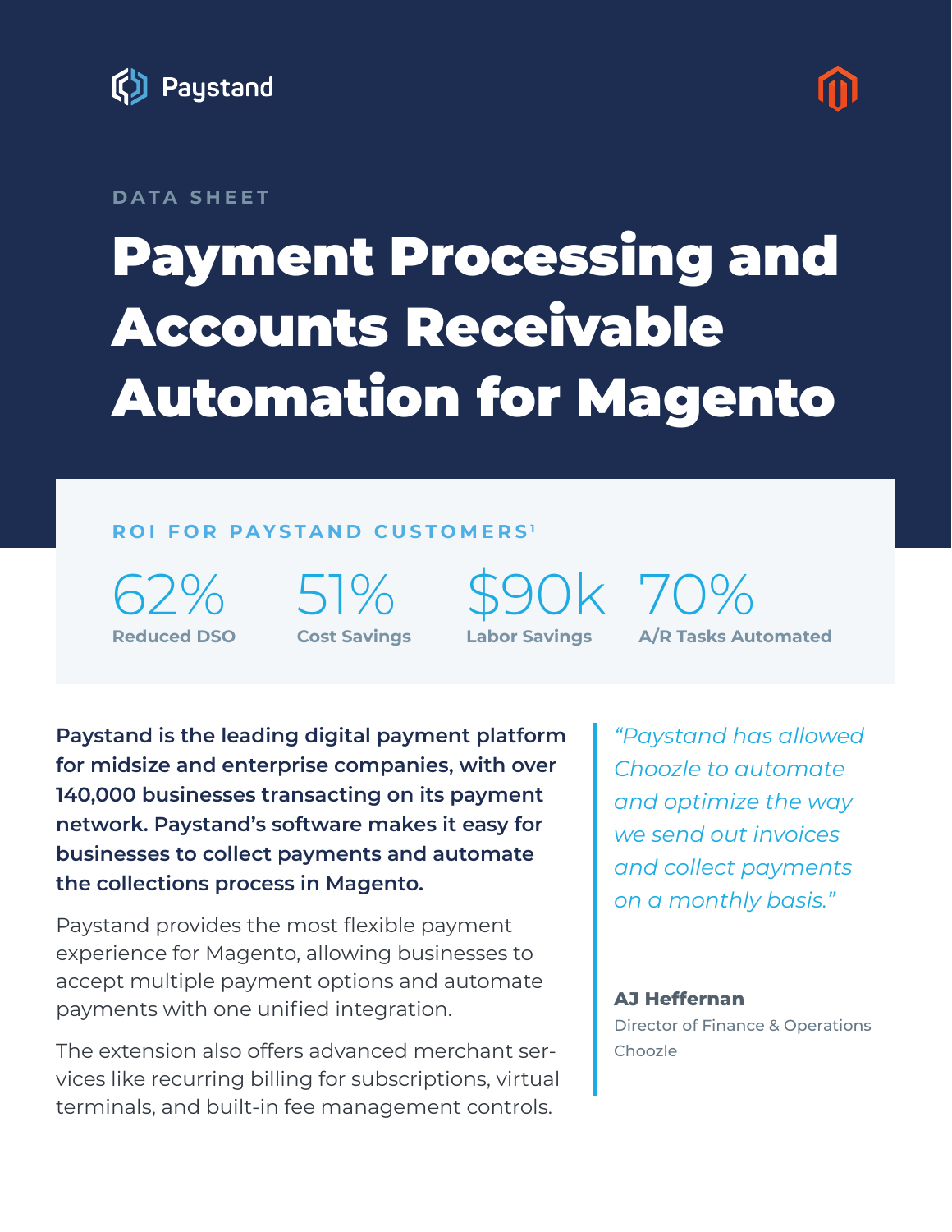Paystand

DATA SHEET

# Payment Processing and Accounts Receivable Automation for Magento

## ROI FOR PAYSTAND CUSTOMERS[1]

| 62% | 51% | $90k | 70% |
|---|---|---|---|
| Reduced DSO | Cost Savings | Labor Savings | A/R Tasks Automated |

**Paystand is the leading digital payment platform for midsize and enterprise companies, with over 140,000 businesses transacting on its payment network. Paystand's software makes it easy for businesses to collect payments and automate the collections process in Magento.**

Paystand provides the most flexible payment experience for Magento, allowing businesses to accept multiple payment options and automate payments with one unified integration.

The extension also offers advanced merchant services like recurring billing for subscriptions, virtual terminals, and built-in fee management controls.

> *"Paystand has allowed Choozle to automate and optimize the way we send out invoices and collect payments on a monthly basis."*
>
> **AJ Heffernan**
> Director of Finance & Operations
> Choozle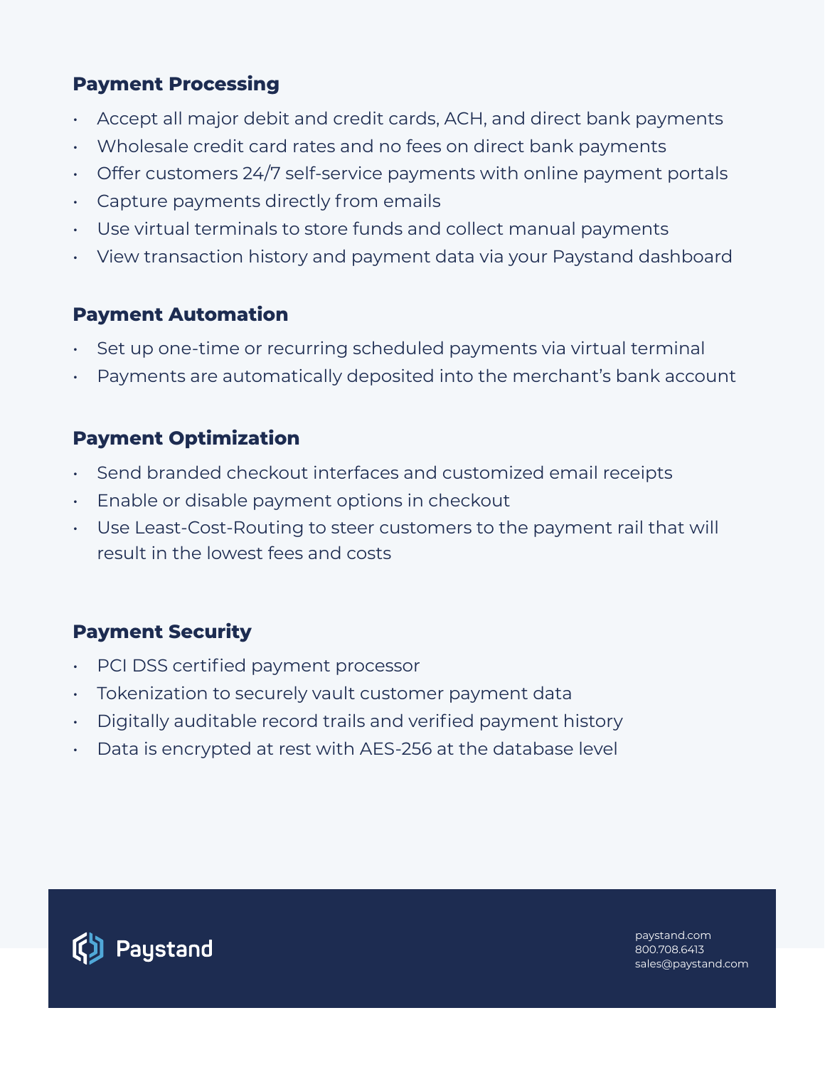## Payment Processing

- Accept all major debit and credit cards, ACH, and direct bank payments
- Wholesale credit card rates and no fees on direct bank payments
- Offer customers 24/7 self-service payments with online payment portals
- Capture payments directly from emails
- Use virtual terminals to store funds and collect manual payments
- View transaction history and payment data via your Paystand dashboard

## Payment Automation

- Set up one-time or recurring scheduled payments via virtual terminal
- Payments are automatically deposited into the merchant's bank account

## Payment Optimization

- Send branded checkout interfaces and customized email receipts
- Enable or disable payment options in checkout
- Use Least-Cost-Routing to steer customers to the payment rail that will result in the lowest fees and costs

## Payment Security

- PCI DSS certified payment processor
- Tokenization to securely vault customer payment data
- Digitally auditable record trails and verified payment history
- Data is encrypted at rest with AES-256 at the database level

Paystand

paystand.com
800.708.6413
sales@paystand.com